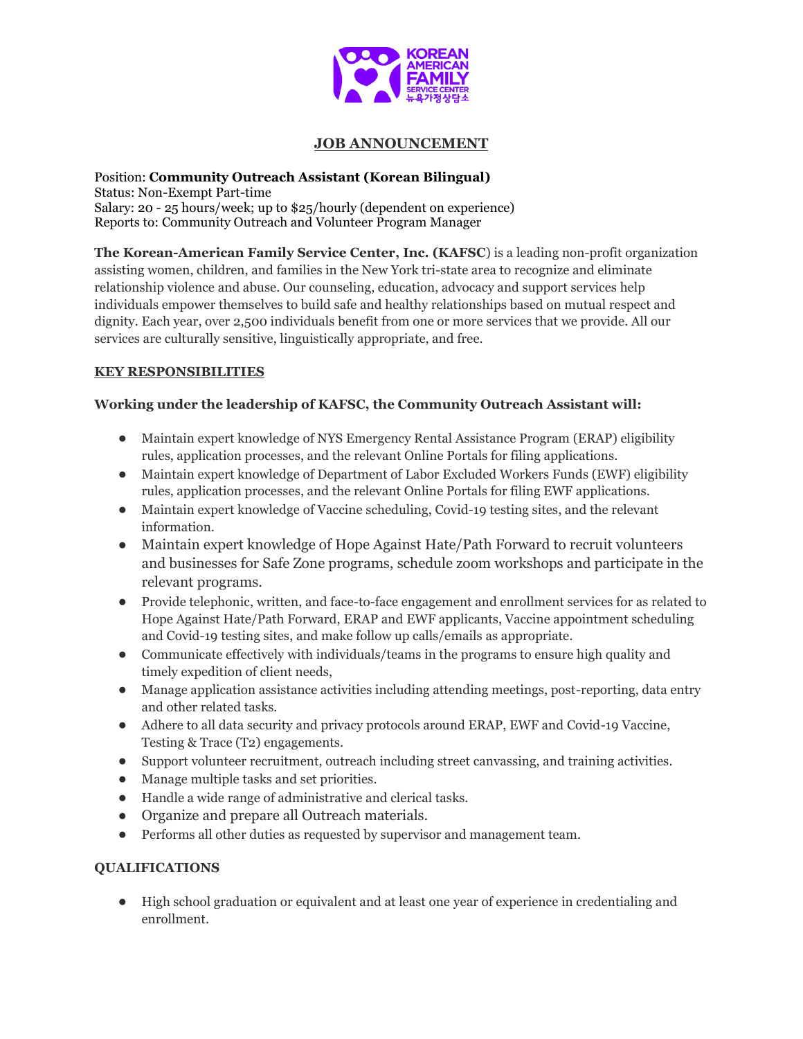KOREAN AMERICAN FAMILY SERVICE CENTER
뉴욕가정상담소

# JOB ANNOUNCEMENT

Position: **Community Outreach Assistant (Korean Bilingual)**
Status: Non-Exempt Part-time
Salary: 20 - 25 hours/week; up to $25/hourly (dependent on experience)
Reports to: Community Outreach and Volunteer Program Manager

**The Korean-American Family Service Center, Inc. (KAFSC**) is a leading non-profit organization assisting women, children, and families in the New York tri-state area to recognize and eliminate relationship violence and abuse. Our counseling, education, advocacy and support services help individuals empower themselves to build safe and healthy relationships based on mutual respect and dignity. Each year, over 2,500 individuals benefit from one or more services that we provide. All our services are culturally sensitive, linguistically appropriate, and free.

## KEY RESPONSIBILITIES

**Working under the leadership of KAFSC, the Community Outreach Assistant will:**

- Maintain expert knowledge of NYS Emergency Rental Assistance Program (ERAP) eligibility rules, application processes, and the relevant Online Portals for filing applications.
- Maintain expert knowledge of Department of Labor Excluded Workers Funds (EWF) eligibility rules, application processes, and the relevant Online Portals for filing EWF applications.
- Maintain expert knowledge of Vaccine scheduling, Covid-19 testing sites, and the relevant information.
- Maintain expert knowledge of Hope Against Hate/Path Forward to recruit volunteers and businesses for Safe Zone programs, schedule zoom workshops and participate in the relevant programs.
- Provide telephonic, written, and face-to-face engagement and enrollment services for as related to Hope Against Hate/Path Forward, ERAP and EWF applicants, Vaccine appointment scheduling and Covid-19 testing sites, and make follow up calls/emails as appropriate.
- Communicate effectively with individuals/teams in the programs to ensure high quality and timely expedition of client needs,
- Manage application assistance activities including attending meetings, post-reporting, data entry and other related tasks.
- Adhere to all data security and privacy protocols around ERAP, EWF and Covid-19 Vaccine, Testing & Trace (T2) engagements.
- Support volunteer recruitment, outreach including street canvassing, and training activities.
- Manage multiple tasks and set priorities.
- Handle a wide range of administrative and clerical tasks.
- Organize and prepare all Outreach materials.
- Performs all other duties as requested by supervisor and management team.

## QUALIFICATIONS

- High school graduation or equivalent and at least one year of experience in credentialing and enrollment.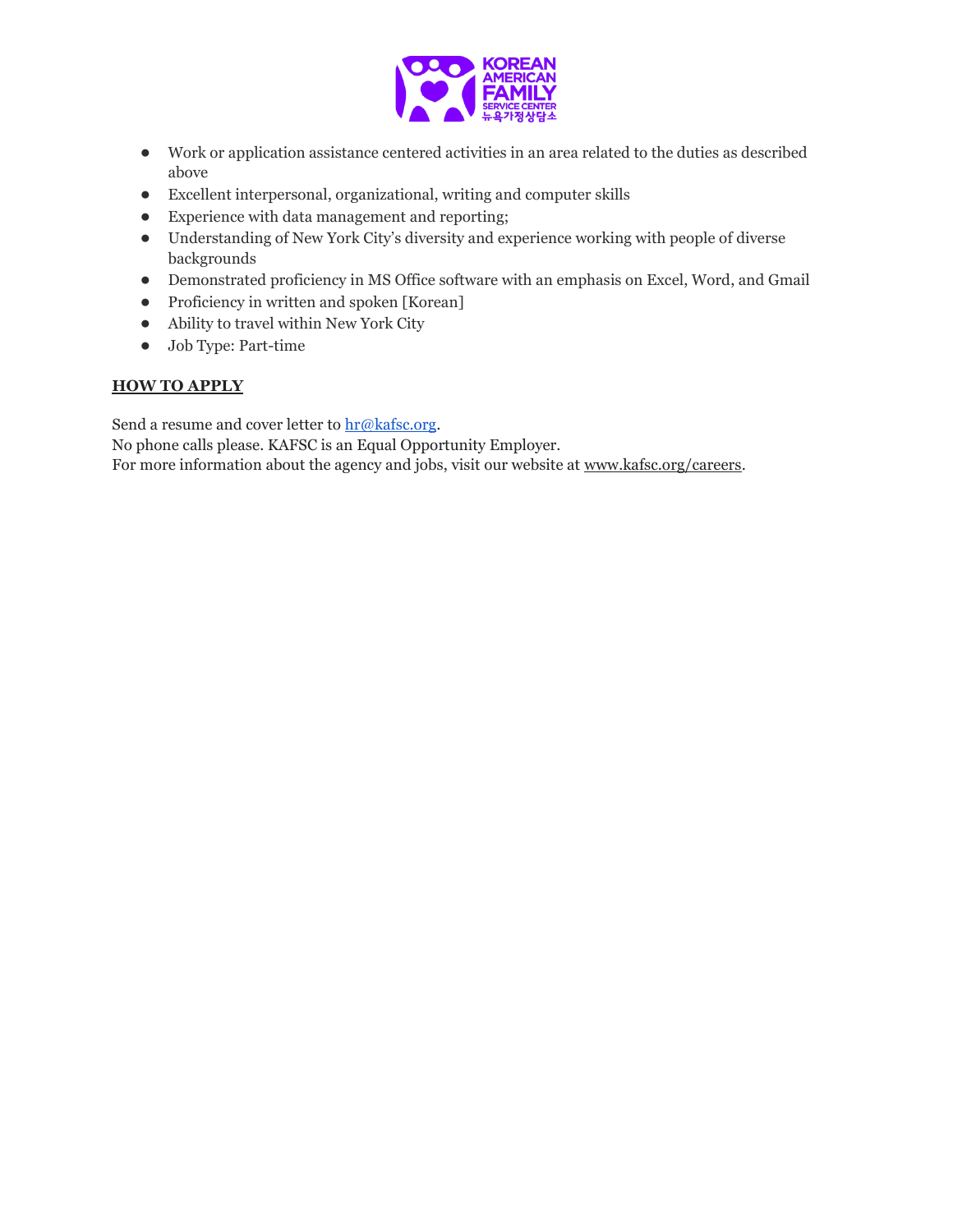- Work or application assistance centered activities in an area related to the duties as described above
- Excellent interpersonal, organizational, writing and computer skills
- Experience with data management and reporting;
- Understanding of New York City's diversity and experience working with people of diverse backgrounds
- Demonstrated proficiency in MS Office software with an emphasis on Excel, Word, and Gmail
- Proficiency in written and spoken [Korean]
- Ability to travel within New York City
- Job Type: Part-time

**HOW TO APPLY**

Send a resume and cover letter to hr@kafsc.org.
No phone calls please. KAFSC is an Equal Opportunity Employer.
For more information about the agency and jobs, visit our website at www.kafsc.org/careers.